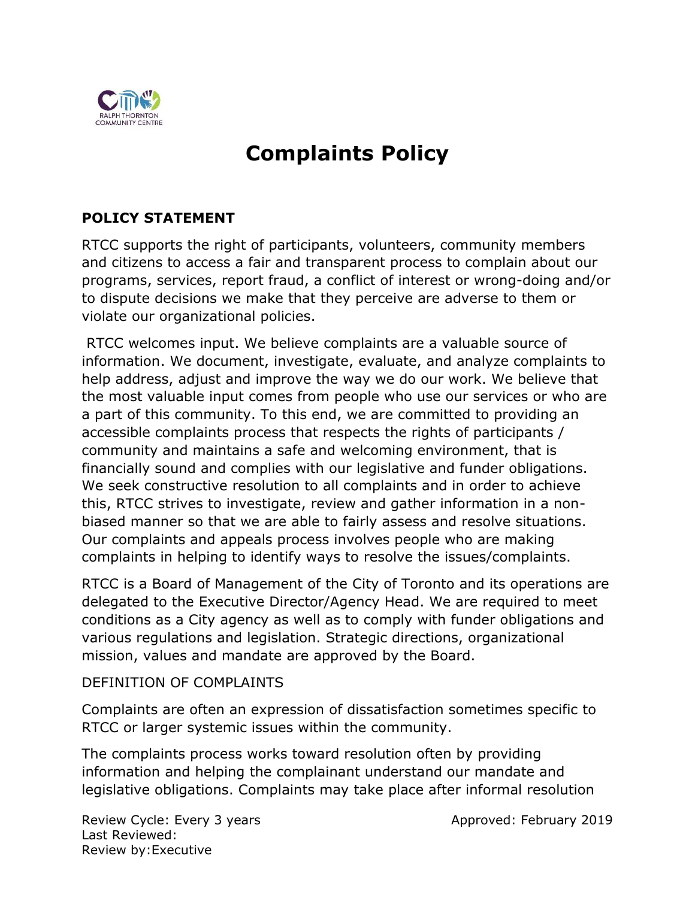# Complaints Policy

## POLICY STATEMENT

RTCC supports the right of participants, volunteers, community members and citizens to access a fair and transparent process to complain about our programs, services, report fraud, a conflict of interest or wrong-doing and/or to dispute decisions we make that they perceive are adverse to them or violate our organizational policies.

RTCC welcomes input. We believe complaints are a valuable source of information. We document, investigate, evaluate, and analyze complaints to help address, adjust and improve the way we do our work. We believe that the most valuable input comes from people who use our services or who are a part of this community. To this end, we are committed to providing an accessible complaints process that respects the rights of participants / community and maintains a safe and welcoming environment, that is financially sound and complies with our legislative and funder obligations. We seek constructive resolution to all complaints and in order to achieve this, RTCC strives to investigate, review and gather information in a non-biased manner so that we are able to fairly assess and resolve situations. Our complaints and appeals process involves people who are making complaints in helping to identify ways to resolve the issues/complaints.

RTCC is a Board of Management of the City of Toronto and its operations are delegated to the Executive Director/Agency Head. We are required to meet conditions as a City agency as well as to comply with funder obligations and various regulations and legislation. Strategic directions, organizational mission, values and mandate are approved by the Board.

DEFINITION OF COMPLAINTS

Complaints are often an expression of dissatisfaction sometimes specific to RTCC or larger systemic issues within the community.

The complaints process works toward resolution often by providing information and helping the complainant understand our mandate and legislative obligations. Complaints may take place after informal resolution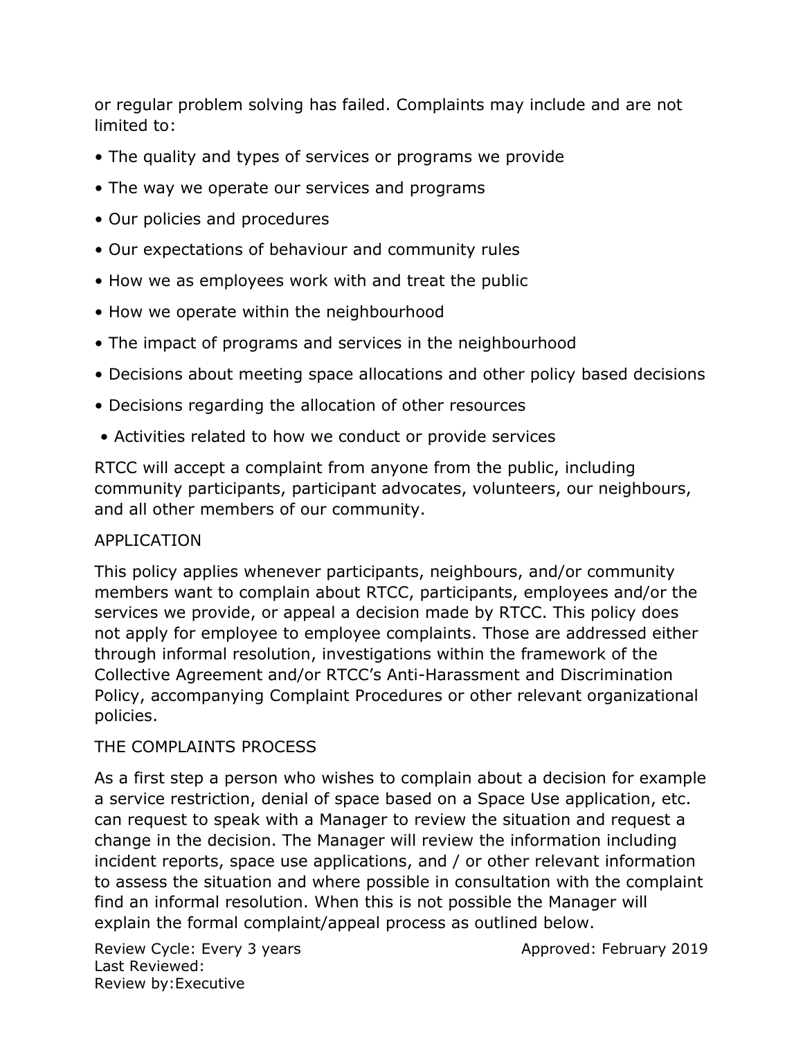or regular problem solving has failed. Complaints may include and are not limited to:

- The quality and types of services or programs we provide
- The way we operate our services and programs
- Our policies and procedures
- Our expectations of behaviour and community rules
- How we as employees work with and treat the public
- How we operate within the neighbourhood
- The impact of programs and services in the neighbourhood
- Decisions about meeting space allocations and other policy based decisions
- Decisions regarding the allocation of other resources
- Activities related to how we conduct or provide services

RTCC will accept a complaint from anyone from the public, including community participants, participant advocates, volunteers, our neighbours, and all other members of our community.

## APPLICATION

This policy applies whenever participants, neighbours, and/or community members want to complain about RTCC, participants, employees and/or the services we provide, or appeal a decision made by RTCC. This policy does not apply for employee to employee complaints. Those are addressed either through informal resolution, investigations within the framework of the Collective Agreement and/or RTCC's Anti-Harassment and Discrimination Policy, accompanying Complaint Procedures or other relevant organizational policies.

## THE COMPLAINTS PROCESS

As a first step a person who wishes to complain about a decision for example a service restriction, denial of space based on a Space Use application, etc. can request to speak with a Manager to review the situation and request a change in the decision. The Manager will review the information including incident reports, space use applications, and / or other relevant information to assess the situation and where possible in consultation with the complaint find an informal resolution. When this is not possible the Manager will explain the formal complaint/appeal process as outlined below.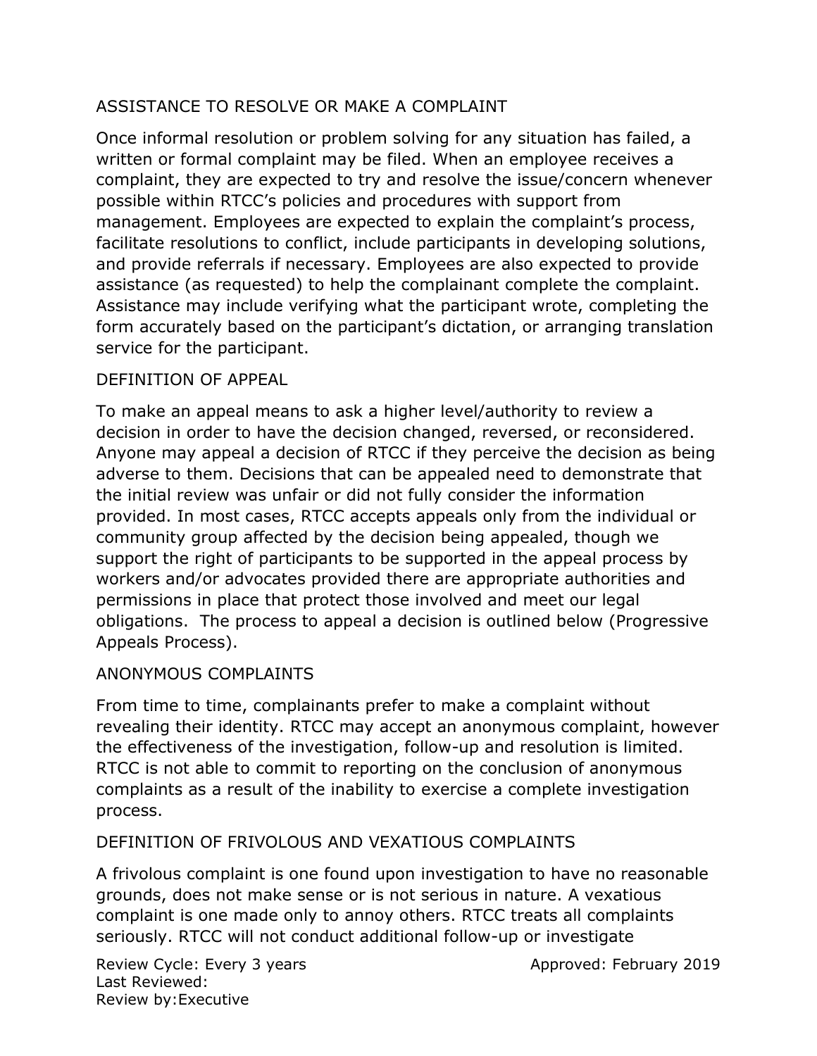## ASSISTANCE TO RESOLVE OR MAKE A COMPLAINT

Once informal resolution or problem solving for any situation has failed, a written or formal complaint may be filed. When an employee receives a complaint, they are expected to try and resolve the issue/concern whenever possible within RTCC's policies and procedures with support from management. Employees are expected to explain the complaint's process, facilitate resolutions to conflict, include participants in developing solutions, and provide referrals if necessary. Employees are also expected to provide assistance (as requested) to help the complainant complete the complaint. Assistance may include verifying what the participant wrote, completing the form accurately based on the participant's dictation, or arranging translation service for the participant.

## DEFINITION OF APPEAL

To make an appeal means to ask a higher level/authority to review a decision in order to have the decision changed, reversed, or reconsidered. Anyone may appeal a decision of RTCC if they perceive the decision as being adverse to them. Decisions that can be appealed need to demonstrate that the initial review was unfair or did not fully consider the information provided. In most cases, RTCC accepts appeals only from the individual or community group affected by the decision being appealed, though we support the right of participants to be supported in the appeal process by workers and/or advocates provided there are appropriate authorities and permissions in place that protect those involved and meet our legal obligations. The process to appeal a decision is outlined below (Progressive Appeals Process).

## ANONYMOUS COMPLAINTS

From time to time, complainants prefer to make a complaint without revealing their identity. RTCC may accept an anonymous complaint, however the effectiveness of the investigation, follow-up and resolution is limited. RTCC is not able to commit to reporting on the conclusion of anonymous complaints as a result of the inability to exercise a complete investigation process.

## DEFINITION OF FRIVOLOUS AND VEXATIOUS COMPLAINTS

A frivolous complaint is one found upon investigation to have no reasonable grounds, does not make sense or is not serious in nature. A vexatious complaint is one made only to annoy others. RTCC treats all complaints seriously. RTCC will not conduct additional follow-up or investigate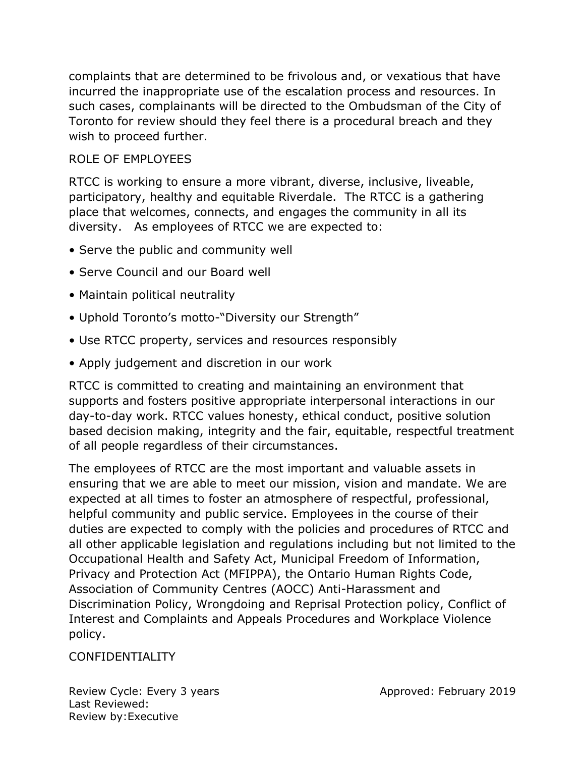complaints that are determined to be frivolous and, or vexatious that have incurred the inappropriate use of the escalation process and resources. In such cases, complainants will be directed to the Ombudsman of the City of Toronto for review should they feel there is a procedural breach and they wish to proceed further.

## ROLE OF EMPLOYEES

RTCC is working to ensure a more vibrant, diverse, inclusive, liveable, participatory, healthy and equitable Riverdale. The RTCC is a gathering place that welcomes, connects, and engages the community in all its diversity. As employees of RTCC we are expected to:

- Serve the public and community well
- Serve Council and our Board well
- Maintain political neutrality
- Uphold Toronto's motto-"Diversity our Strength"
- Use RTCC property, services and resources responsibly
- Apply judgement and discretion in our work

RTCC is committed to creating and maintaining an environment that supports and fosters positive appropriate interpersonal interactions in our day-to-day work. RTCC values honesty, ethical conduct, positive solution based decision making, integrity and the fair, equitable, respectful treatment of all people regardless of their circumstances.

The employees of RTCC are the most important and valuable assets in ensuring that we are able to meet our mission, vision and mandate. We are expected at all times to foster an atmosphere of respectful, professional, helpful community and public service. Employees in the course of their duties are expected to comply with the policies and procedures of RTCC and all other applicable legislation and regulations including but not limited to the Occupational Health and Safety Act, Municipal Freedom of Information, Privacy and Protection Act (MFIPPA), the Ontario Human Rights Code, Association of Community Centres (AOCC) Anti-Harassment and Discrimination Policy, Wrongdoing and Reprisal Protection policy, Conflict of Interest and Complaints and Appeals Procedures and Workplace Violence policy.

## CONFIDENTIALITY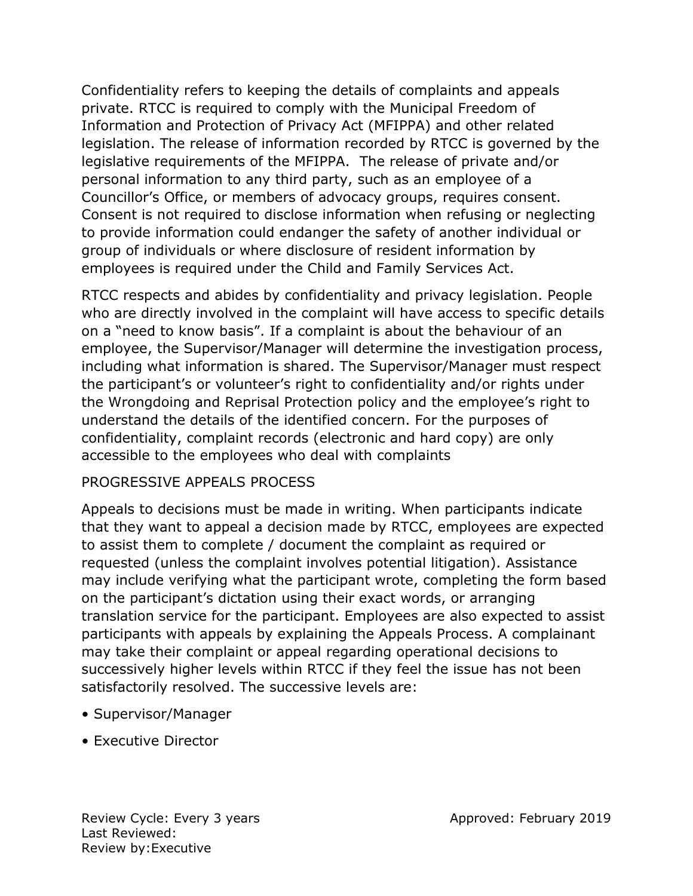Confidentiality refers to keeping the details of complaints and appeals private. RTCC is required to comply with the Municipal Freedom of Information and Protection of Privacy Act (MFIPPA) and other related legislation. The release of information recorded by RTCC is governed by the legislative requirements of the MFIPPA. The release of private and/or personal information to any third party, such as an employee of a Councillor's Office, or members of advocacy groups, requires consent. Consent is not required to disclose information when refusing or neglecting to provide information could endanger the safety of another individual or group of individuals or where disclosure of resident information by employees is required under the Child and Family Services Act.

RTCC respects and abides by confidentiality and privacy legislation. People who are directly involved in the complaint will have access to specific details on a "need to know basis". If a complaint is about the behaviour of an employee, the Supervisor/Manager will determine the investigation process, including what information is shared. The Supervisor/Manager must respect the participant's or volunteer's right to confidentiality and/or rights under the Wrongdoing and Reprisal Protection policy and the employee's right to understand the details of the identified concern. For the purposes of confidentiality, complaint records (electronic and hard copy) are only accessible to the employees who deal with complaints

## PROGRESSIVE APPEALS PROCESS

Appeals to decisions must be made in writing. When participants indicate that they want to appeal a decision made by RTCC, employees are expected to assist them to complete / document the complaint as required or requested (unless the complaint involves potential litigation). Assistance may include verifying what the participant wrote, completing the form based on the participant's dictation using their exact words, or arranging translation service for the participant. Employees are also expected to assist participants with appeals by explaining the Appeals Process. A complainant may take their complaint or appeal regarding operational decisions to successively higher levels within RTCC if they feel the issue has not been satisfactorily resolved. The successive levels are:

- Supervisor/Manager
- Executive Director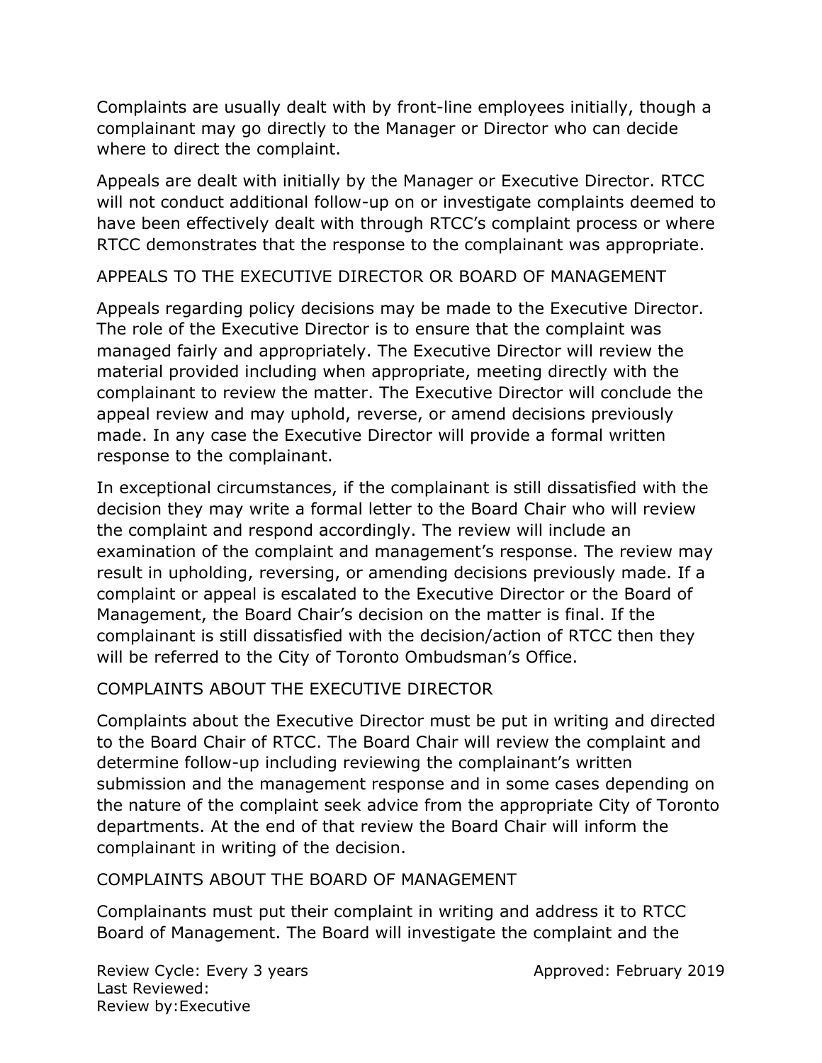Complaints are usually dealt with by front-line employees initially, though a complainant may go directly to the Manager or Director who can decide where to direct the complaint.

Appeals are dealt with initially by the Manager or Executive Director. RTCC will not conduct additional follow-up on or investigate complaints deemed to have been effectively dealt with through RTCC's complaint process or where RTCC demonstrates that the response to the complainant was appropriate.

## APPEALS TO THE EXECUTIVE DIRECTOR OR BOARD OF MANAGEMENT

Appeals regarding policy decisions may be made to the Executive Director. The role of the Executive Director is to ensure that the complaint was managed fairly and appropriately. The Executive Director will review the material provided including when appropriate, meeting directly with the complainant to review the matter. The Executive Director will conclude the appeal review and may uphold, reverse, or amend decisions previously made. In any case the Executive Director will provide a formal written response to the complainant.

In exceptional circumstances, if the complainant is still dissatisfied with the decision they may write a formal letter to the Board Chair who will review the complaint and respond accordingly. The review will include an examination of the complaint and management's response. The review may result in upholding, reversing, or amending decisions previously made. If a complaint or appeal is escalated to the Executive Director or the Board of Management, the Board Chair's decision on the matter is final. If the complainant is still dissatisfied with the decision/action of RTCC then they will be referred to the City of Toronto Ombudsman's Office.

## COMPLAINTS ABOUT THE EXECUTIVE DIRECTOR

Complaints about the Executive Director must be put in writing and directed to the Board Chair of RTCC. The Board Chair will review the complaint and determine follow-up including reviewing the complainant's written submission and the management response and in some cases depending on the nature of the complaint seek advice from the appropriate City of Toronto departments. At the end of that review the Board Chair will inform the complainant in writing of the decision.

## COMPLAINTS ABOUT THE BOARD OF MANAGEMENT

Complainants must put their complaint in writing and address it to RTCC Board of Management. The Board will investigate the complaint and the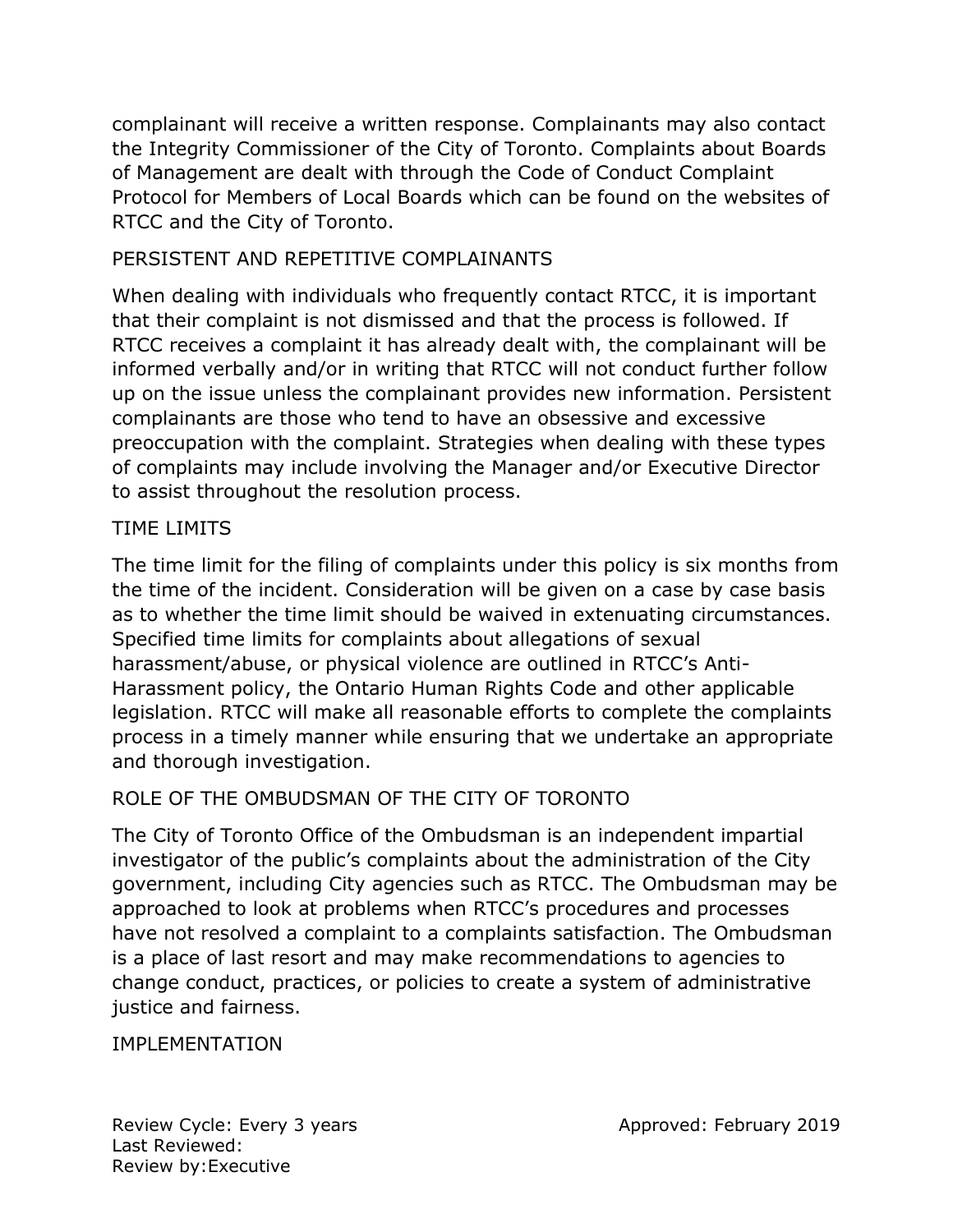complainant will receive a written response. Complainants may also contact the Integrity Commissioner of the City of Toronto. Complaints about Boards of Management are dealt with through the Code of Conduct Complaint Protocol for Members of Local Boards which can be found on the websites of RTCC and the City of Toronto.

## PERSISTENT AND REPETITIVE COMPLAINANTS

When dealing with individuals who frequently contact RTCC, it is important that their complaint is not dismissed and that the process is followed. If RTCC receives a complaint it has already dealt with, the complainant will be informed verbally and/or in writing that RTCC will not conduct further follow up on the issue unless the complainant provides new information. Persistent complainants are those who tend to have an obsessive and excessive preoccupation with the complaint. Strategies when dealing with these types of complaints may include involving the Manager and/or Executive Director to assist throughout the resolution process.

## TIME LIMITS

The time limit for the filing of complaints under this policy is six months from the time of the incident. Consideration will be given on a case by case basis as to whether the time limit should be waived in extenuating circumstances. Specified time limits for complaints about allegations of sexual harassment/abuse, or physical violence are outlined in RTCC's Anti-Harassment policy, the Ontario Human Rights Code and other applicable legislation. RTCC will make all reasonable efforts to complete the complaints process in a timely manner while ensuring that we undertake an appropriate and thorough investigation.

## ROLE OF THE OMBUDSMAN OF THE CITY OF TORONTO

The City of Toronto Office of the Ombudsman is an independent impartial investigator of the public's complaints about the administration of the City government, including City agencies such as RTCC. The Ombudsman may be approached to look at problems when RTCC's procedures and processes have not resolved a complaint to a complaints satisfaction. The Ombudsman is a place of last resort and may make recommendations to agencies to change conduct, practices, or policies to create a system of administrative justice and fairness.

## IMPLEMENTATION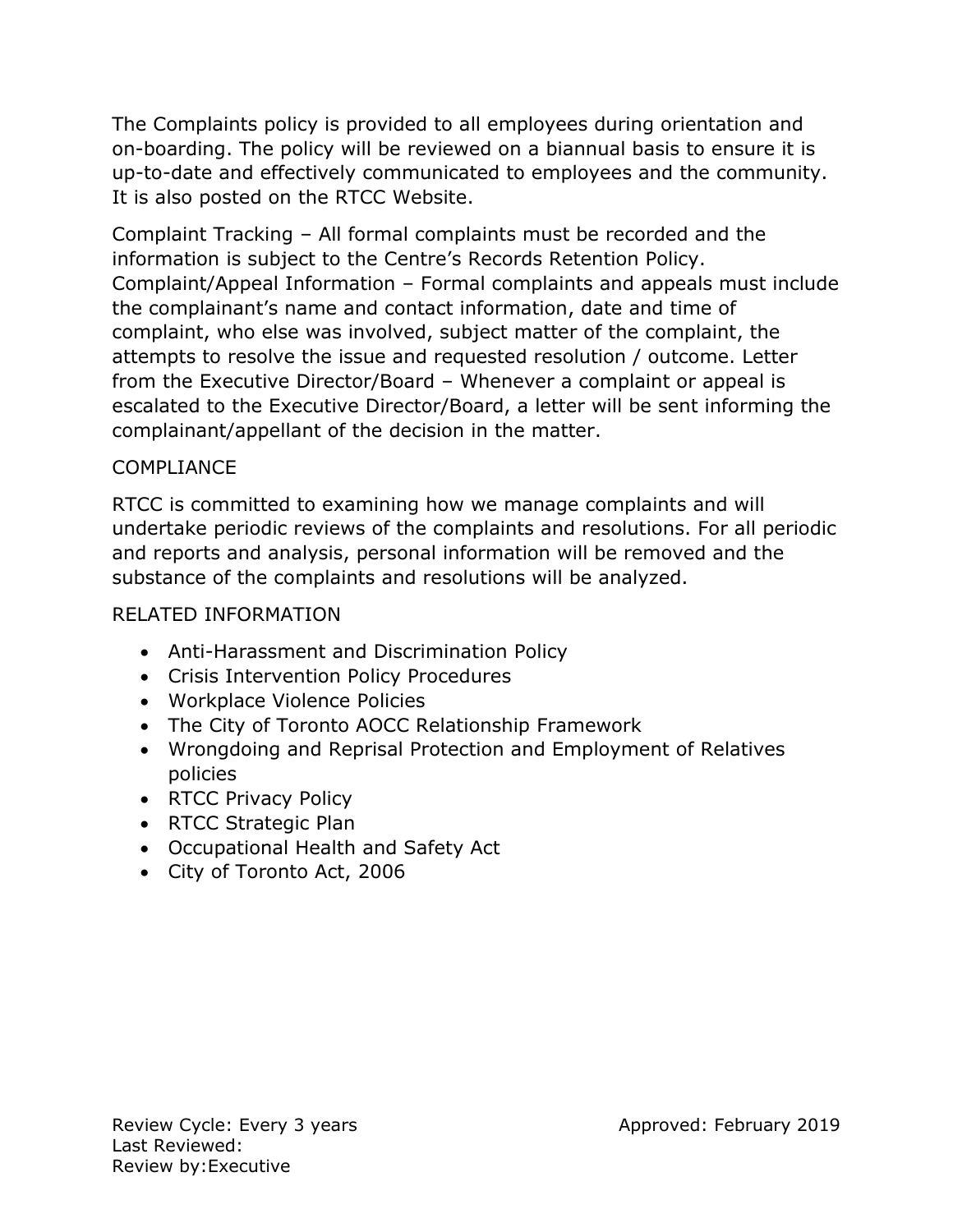The Complaints policy is provided to all employees during orientation and on-boarding. The policy will be reviewed on a biannual basis to ensure it is up-to-date and effectively communicated to employees and the community. It is also posted on the RTCC Website.

Complaint Tracking – All formal complaints must be recorded and the information is subject to the Centre's Records Retention Policy. Complaint/Appeal Information – Formal complaints and appeals must include the complainant's name and contact information, date and time of complaint, who else was involved, subject matter of the complaint, the attempts to resolve the issue and requested resolution / outcome. Letter from the Executive Director/Board – Whenever a complaint or appeal is escalated to the Executive Director/Board, a letter will be sent informing the complainant/appellant of the decision in the matter.

## COMPLIANCE

RTCC is committed to examining how we manage complaints and will undertake periodic reviews of the complaints and resolutions. For all periodic and reports and analysis, personal information will be removed and the substance of the complaints and resolutions will be analyzed.

## RELATED INFORMATION

- Anti-Harassment and Discrimination Policy
- Crisis Intervention Policy Procedures
- Workplace Violence Policies
- The City of Toronto AOCC Relationship Framework
- Wrongdoing and Reprisal Protection and Employment of Relatives policies
- RTCC Privacy Policy
- RTCC Strategic Plan
- Occupational Health and Safety Act
- City of Toronto Act, 2006

Review Cycle: Every 3 years
Last Reviewed:
Review by:Executive

Approved: February 2019